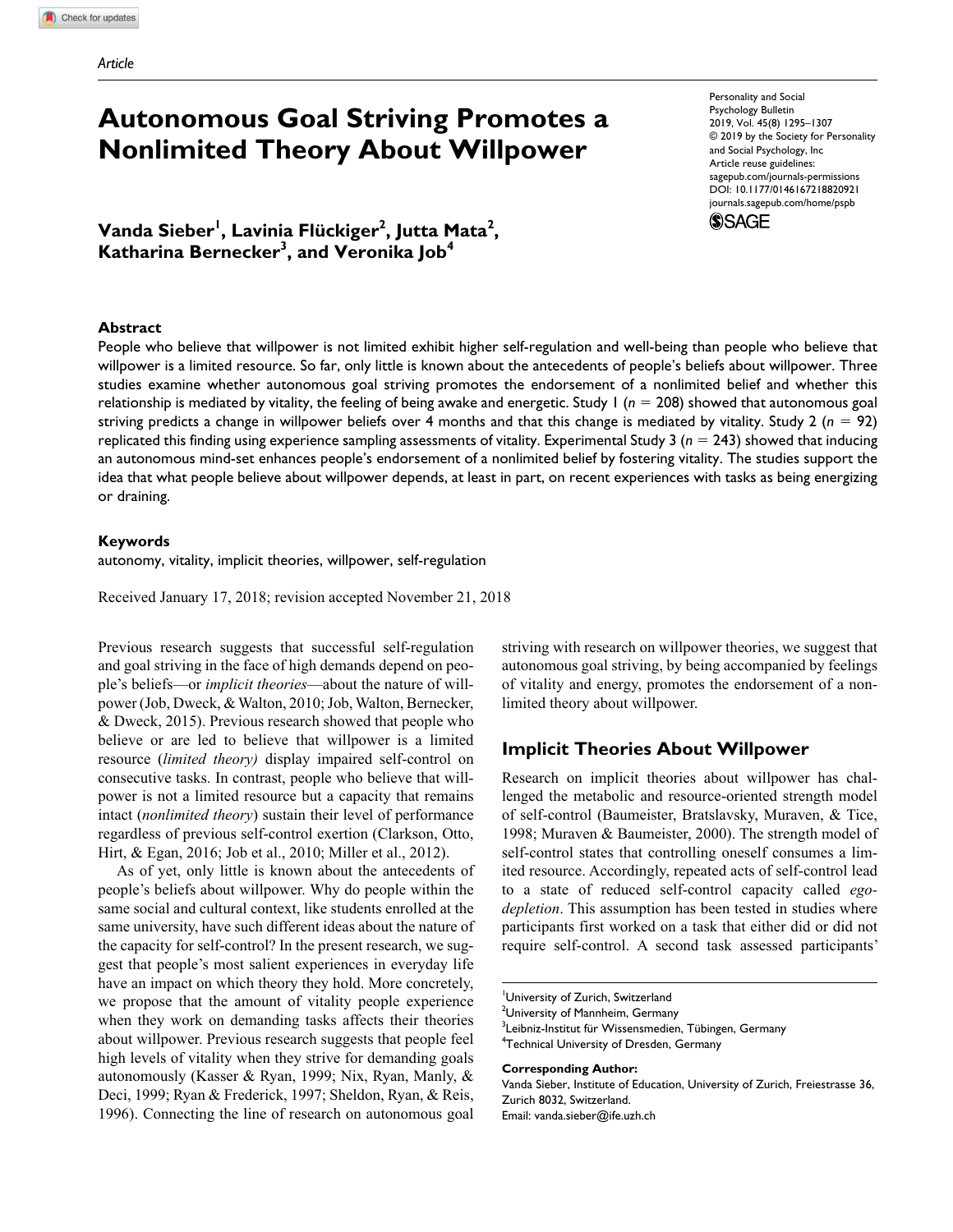Article

# Autonomous Goal Striving Promotes a Nonlimited Theory About Willpower

Personality and Social Psychology Bulletin
2019, Vol. 45(8) 1295–1307
© 2019 by the Society for Personality and Social Psychology, Inc
Article reuse guidelines: sagepub.com/journals-permissions
DOI: 10.1177/0146167218820921
journals.sagepub.com/home/pspb

**Vanda Sieber[1], Lavinia Flückiger[2], Jutta Mata[2], Katharina Bernecker[3], and Veronika Job[4]**

## Abstract

People who believe that willpower is not limited exhibit higher self-regulation and well-being than people who believe that willpower is a limited resource. So far, only little is known about the antecedents of people's beliefs about willpower. Three studies examine whether autonomous goal striving promotes the endorsement of a nonlimited belief and whether this relationship is mediated by vitality, the feeling of being awake and energetic. Study 1 ($n = 208$) showed that autonomous goal striving predicts a change in willpower beliefs over 4 months and that this change is mediated by vitality. Study 2 ($n = 92$) replicated this finding using experience sampling assessments of vitality. Experimental Study 3 ($n = 243$) showed that inducing an autonomous mind-set enhances people's endorsement of a nonlimited belief by fostering vitality. The studies support the idea that what people believe about willpower depends, at least in part, on recent experiences with tasks as being energizing or draining.

### Keywords

autonomy, vitality, implicit theories, willpower, self-regulation

Received January 17, 2018; revision accepted November 21, 2018

Previous research suggests that successful self-regulation and goal striving in the face of high demands depend on people's beliefs—or *implicit theories*—about the nature of willpower (Job, Dweck, & Walton, 2010; Job, Walton, Bernecker, & Dweck, 2015). Previous research showed that people who believe or are led to believe that willpower is a limited resource (*limited theory)* display impaired self-control on consecutive tasks. In contrast, people who believe that willpower is not a limited resource but a capacity that remains intact (*nonlimited theory*) sustain their level of performance regardless of previous self-control exertion (Clarkson, Otto, Hirt, & Egan, 2016; Job et al., 2010; Miller et al., 2012).

As of yet, only little is known about the antecedents of people's beliefs about willpower. Why do people within the same social and cultural context, like students enrolled at the same university, have such different ideas about the nature of the capacity for self-control? In the present research, we suggest that people's most salient experiences in everyday life have an impact on which theory they hold. More concretely, we propose that the amount of vitality people experience when they work on demanding tasks affects their theories about willpower. Previous research suggests that people feel high levels of vitality when they strive for demanding goals autonomously (Kasser & Ryan, 1999; Nix, Ryan, Manly, & Deci, 1999; Ryan & Frederick, 1997; Sheldon, Ryan, & Reis, 1996). Connecting the line of research on autonomous goal striving with research on willpower theories, we suggest that autonomous goal striving, by being accompanied by feelings of vitality and energy, promotes the endorsement of a nonlimited theory about willpower.

## Implicit Theories About Willpower

Research on implicit theories about willpower has challenged the metabolic and resource-oriented strength model of self-control (Baumeister, Bratslavsky, Muraven, & Tice, 1998; Muraven & Baumeister, 2000). The strength model of self-control states that controlling oneself consumes a limited resource. Accordingly, repeated acts of self-control lead to a state of reduced self-control capacity called *ego-depletion*. This assumption has been tested in studies where participants first worked on a task that either did or did not require self-control. A second task assessed participants'

[1]University of Zurich, Switzerland
[2]University of Mannheim, Germany
[3]Leibniz-Institut für Wissensmedien, Tübingen, Germany
[4]Technical University of Dresden, Germany

**Corresponding Author:**
Vanda Sieber, Institute of Education, University of Zurich, Freiestrasse 36, Zurich 8032, Switzerland.
Email: vanda.sieber@ife.uzh.ch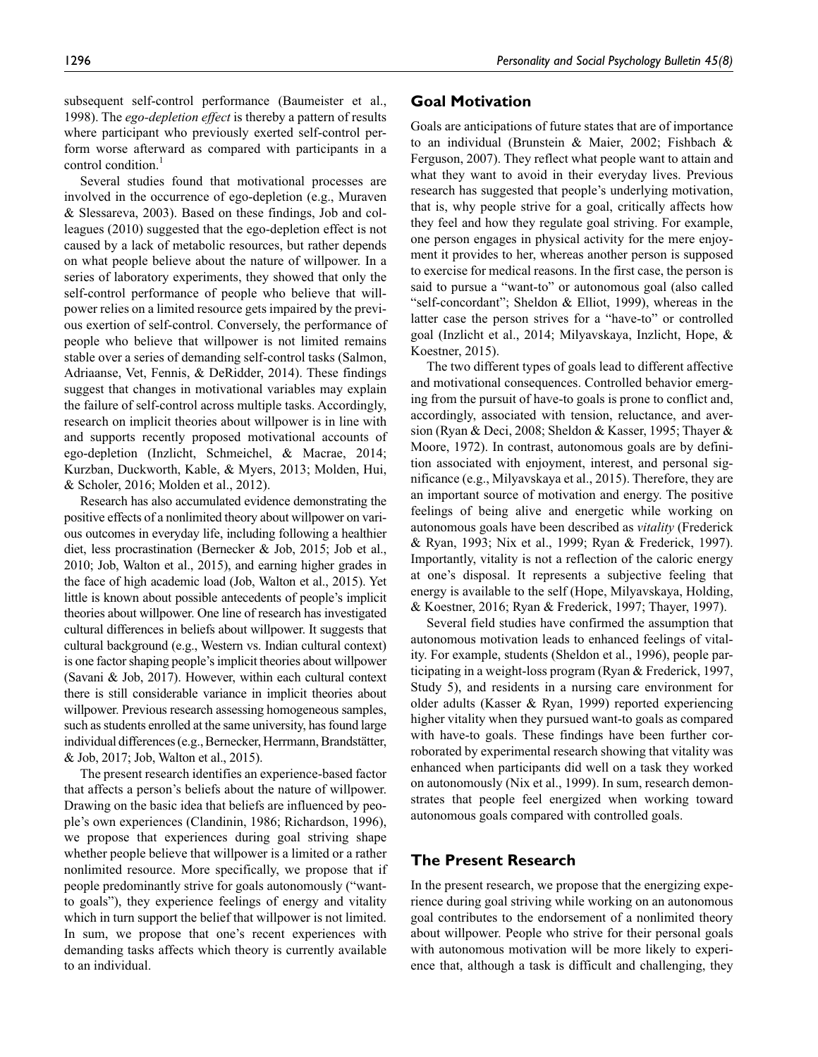subsequent self-control performance (Baumeister et al., 1998). The *ego-depletion effect* is thereby a pattern of results where participant who previously exerted self-control perform worse afterward as compared with participants in a control condition.[1]

Several studies found that motivational processes are involved in the occurrence of ego-depletion (e.g., Muraven & Slessareva, 2003). Based on these findings, Job and colleagues (2010) suggested that the ego-depletion effect is not caused by a lack of metabolic resources, but rather depends on what people believe about the nature of willpower. In a series of laboratory experiments, they showed that only the self-control performance of people who believe that willpower relies on a limited resource gets impaired by the previous exertion of self-control. Conversely, the performance of people who believe that willpower is not limited remains stable over a series of demanding self-control tasks (Salmon, Adriaanse, Vet, Fennis, & DeRidder, 2014). These findings suggest that changes in motivational variables may explain the failure of self-control across multiple tasks. Accordingly, research on implicit theories about willpower is in line with and supports recently proposed motivational accounts of ego-depletion (Inzlicht, Schmeichel, & Macrae, 2014; Kurzban, Duckworth, Kable, & Myers, 2013; Molden, Hui, & Scholer, 2016; Molden et al., 2012).

Research has also accumulated evidence demonstrating the positive effects of a nonlimited theory about willpower on various outcomes in everyday life, including following a healthier diet, less procrastination (Bernecker & Job, 2015; Job et al., 2010; Job, Walton et al., 2015), and earning higher grades in the face of high academic load (Job, Walton et al., 2015). Yet little is known about possible antecedents of people's implicit theories about willpower. One line of research has investigated cultural differences in beliefs about willpower. It suggests that cultural background (e.g., Western vs. Indian cultural context) is one factor shaping people's implicit theories about willpower (Savani & Job, 2017). However, within each cultural context there is still considerable variance in implicit theories about willpower. Previous research assessing homogeneous samples, such as students enrolled at the same university, has found large individual differences (e.g., Bernecker, Herrmann, Brandstätter, & Job, 2017; Job, Walton et al., 2015).

The present research identifies an experience-based factor that affects a person's beliefs about the nature of willpower. Drawing on the basic idea that beliefs are influenced by people's own experiences (Clandinin, 1986; Richardson, 1996), we propose that experiences during goal striving shape whether people believe that willpower is a limited or a rather nonlimited resource. More specifically, we propose that if people predominantly strive for goals autonomously ("want-to goals"), they experience feelings of energy and vitality which in turn support the belief that willpower is not limited. In sum, we propose that one's recent experiences with demanding tasks affects which theory is currently available to an individual.

## Goal Motivation

Goals are anticipations of future states that are of importance to an individual (Brunstein & Maier, 2002; Fishbach & Ferguson, 2007). They reflect what people want to attain and what they want to avoid in their everyday lives. Previous research has suggested that people's underlying motivation, that is, why people strive for a goal, critically affects how they feel and how they regulate goal striving. For example, one person engages in physical activity for the mere enjoyment it provides to her, whereas another person is supposed to exercise for medical reasons. In the first case, the person is said to pursue a "want-to" or autonomous goal (also called "self-concordant"; Sheldon & Elliot, 1999), whereas in the latter case the person strives for a "have-to" or controlled goal (Inzlicht et al., 2014; Milyavskaya, Inzlicht, Hope, & Koestner, 2015).

The two different types of goals lead to different affective and motivational consequences. Controlled behavior emerging from the pursuit of have-to goals is prone to conflict and, accordingly, associated with tension, reluctance, and aversion (Ryan & Deci, 2008; Sheldon & Kasser, 1995; Thayer & Moore, 1972). In contrast, autonomous goals are by definition associated with enjoyment, interest, and personal significance (e.g., Milyavskaya et al., 2015). Therefore, they are an important source of motivation and energy. The positive feelings of being alive and energetic while working on autonomous goals have been described as *vitality* (Frederick & Ryan, 1993; Nix et al., 1999; Ryan & Frederick, 1997). Importantly, vitality is not a reflection of the caloric energy at one's disposal. It represents a subjective feeling that energy is available to the self (Hope, Milyavskaya, Holding, & Koestner, 2016; Ryan & Frederick, 1997; Thayer, 1997).

Several field studies have confirmed the assumption that autonomous motivation leads to enhanced feelings of vitality. For example, students (Sheldon et al., 1996), people participating in a weight-loss program (Ryan & Frederick, 1997, Study 5), and residents in a nursing care environment for older adults (Kasser & Ryan, 1999) reported experiencing higher vitality when they pursued want-to goals as compared with have-to goals. These findings have been further corroborated by experimental research showing that vitality was enhanced when participants did well on a task they worked on autonomously (Nix et al., 1999). In sum, research demonstrates that people feel energized when working toward autonomous goals compared with controlled goals.

## The Present Research

In the present research, we propose that the energizing experience during goal striving while working on an autonomous goal contributes to the endorsement of a nonlimited theory about willpower. People who strive for their personal goals with autonomous motivation will be more likely to experience that, although a task is difficult and challenging, they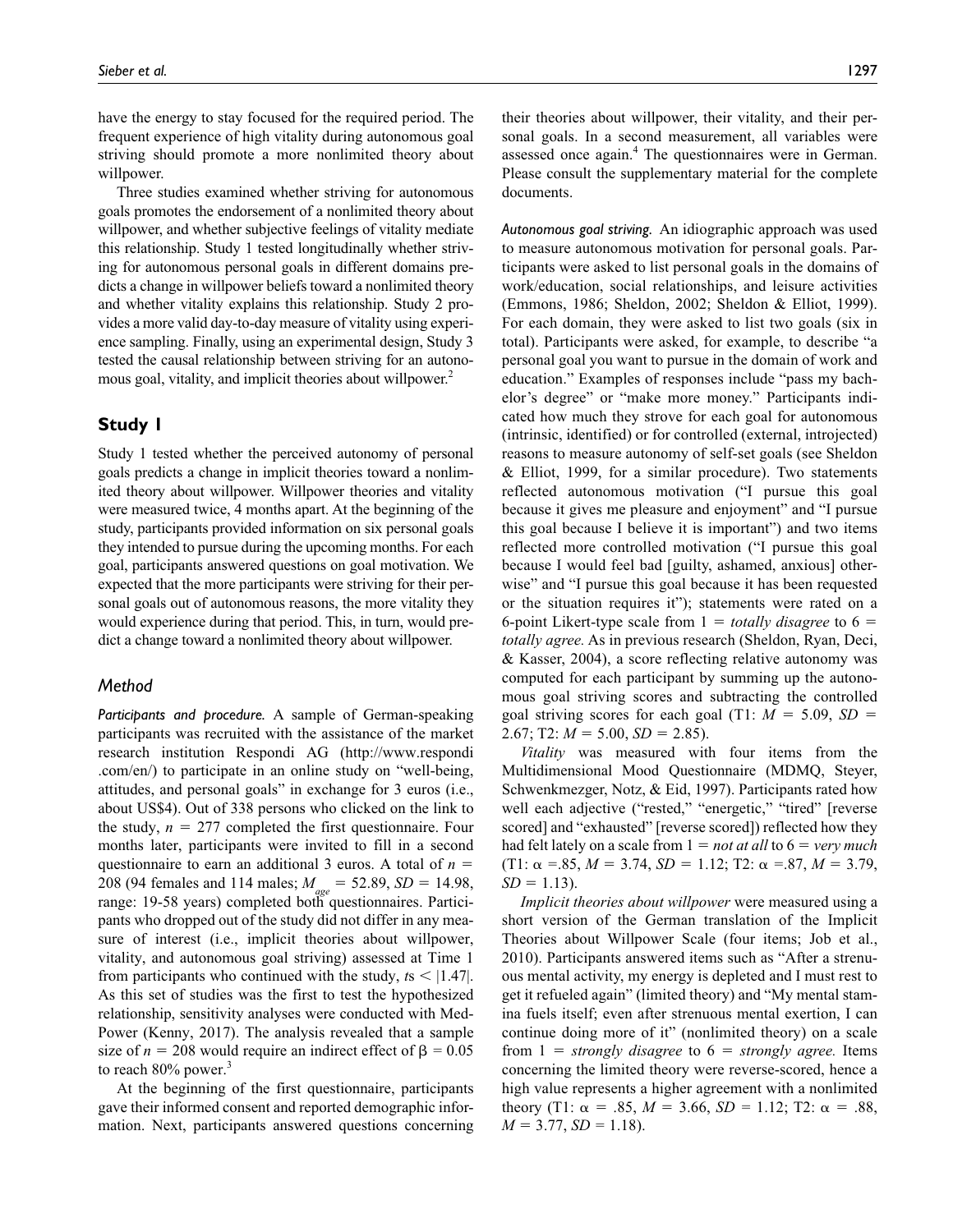have the energy to stay focused for the required period. The frequent experience of high vitality during autonomous goal striving should promote a more nonlimited theory about willpower.

Three studies examined whether striving for autonomous goals promotes the endorsement of a nonlimited theory about willpower, and whether subjective feelings of vitality mediate this relationship. Study 1 tested longitudinally whether striving for autonomous personal goals in different domains predicts a change in willpower beliefs toward a nonlimited theory and whether vitality explains this relationship. Study 2 provides a more valid day-to-day measure of vitality using experience sampling. Finally, using an experimental design, Study 3 tested the causal relationship between striving for an autonomous goal, vitality, and implicit theories about willpower.[2]

## Study 1

Study 1 tested whether the perceived autonomy of personal goals predicts a change in implicit theories toward a nonlimited theory about willpower. Willpower theories and vitality were measured twice, 4 months apart. At the beginning of the study, participants provided information on six personal goals they intended to pursue during the upcoming months. For each goal, participants answered questions on goal motivation. We expected that the more participants were striving for their personal goals out of autonomous reasons, the more vitality they would experience during that period. This, in turn, would predict a change toward a nonlimited theory about willpower.

### Method

*Participants and procedure.* A sample of German-speaking participants was recruited with the assistance of the market research institution Respondi AG (http://www.respondi.com/en/) to participate in an online study on "well-being, attitudes, and personal goals" in exchange for 3 euros (i.e., about US$4). Out of 338 persons who clicked on the link to the study, $n = 277$ completed the first questionnaire. Four months later, participants were invited to fill in a second questionnaire to earn an additional 3 euros. A total of $n = 208$ (94 females and 114 males; $M_{age} = 52.89$, $SD = 14.98$, range: 19-58 years) completed both questionnaires. Participants who dropped out of the study did not differ in any measure of interest (i.e., implicit theories about willpower, vitality, and autonomous goal striving) assessed at Time 1 from participants who continued with the study, $ts < |1.47|$. As this set of studies was the first to test the hypothesized relationship, sensitivity analyses were conducted with MedPower (Kenny, 2017). The analysis revealed that a sample size of $n = 208$ would require an indirect effect of $\beta = 0.05$ to reach 80% power.[3]

At the beginning of the first questionnaire, participants gave their informed consent and reported demographic information. Next, participants answered questions concerning their theories about willpower, their vitality, and their personal goals. In a second measurement, all variables were assessed once again.[4] The questionnaires were in German. Please consult the supplementary material for the complete documents.

*Autonomous goal striving.* An idiographic approach was used to measure autonomous motivation for personal goals. Participants were asked to list personal goals in the domains of work/education, social relationships, and leisure activities (Emmons, 1986; Sheldon, 2002; Sheldon & Elliot, 1999). For each domain, they were asked to list two goals (six in total). Participants were asked, for example, to describe "a personal goal you want to pursue in the domain of work and education." Examples of responses include "pass my bachelor's degree" or "make more money." Participants indicated how much they strove for each goal for autonomous (intrinsic, identified) or for controlled (external, introjected) reasons to measure autonomy of self-set goals (see Sheldon & Elliot, 1999, for a similar procedure). Two statements reflected autonomous motivation ("I pursue this goal because it gives me pleasure and enjoyment" and "I pursue this goal because I believe it is important") and two items reflected more controlled motivation ("I pursue this goal because I would feel bad [guilty, ashamed, anxious] otherwise" and "I pursue this goal because it has been requested or the situation requires it"); statements were rated on a 6-point Likert-type scale from 1 = *totally disagree* to 6 = *totally agree.* As in previous research (Sheldon, Ryan, Deci, & Kasser, 2004), a score reflecting relative autonomy was computed for each participant by summing up the autonomous goal striving scores and subtracting the controlled goal striving scores for each goal (T1: $M = 5.09$, $SD = 2.67$; T2: $M = 5.00$, $SD = 2.85$).

*Vitality* was measured with four items from the Multidimensional Mood Questionnaire (MDMQ, Steyer, Schwenkmezger, Notz, & Eid, 1997). Participants rated how well each adjective ("rested," "energetic," "tired" [reverse scored] and "exhausted" [reverse scored]) reflected how they had felt lately on a scale from 1 = *not at all* to 6 = *very much* (T1: $\alpha = .85$, $M = 3.74$, $SD = 1.12$; T2: $\alpha = .87$, $M = 3.79$, $SD = 1.13$).

*Implicit theories about willpower* were measured using a short version of the German translation of the Implicit Theories about Willpower Scale (four items; Job et al., 2010). Participants answered items such as "After a strenuous mental activity, my energy is depleted and I must rest to get it refueled again" (limited theory) and "My mental stamina fuels itself; even after strenuous mental exertion, I can continue doing more of it" (nonlimited theory) on a scale from 1 = *strongly disagree* to 6 = *strongly agree.* Items concerning the limited theory were reverse-scored, hence a high value represents a higher agreement with a nonlimited theory (T1: $\alpha = .85$, $M = 3.66$, $SD = 1.12$; T2: $\alpha = .88$, $M = 3.77$, $SD = 1.18$).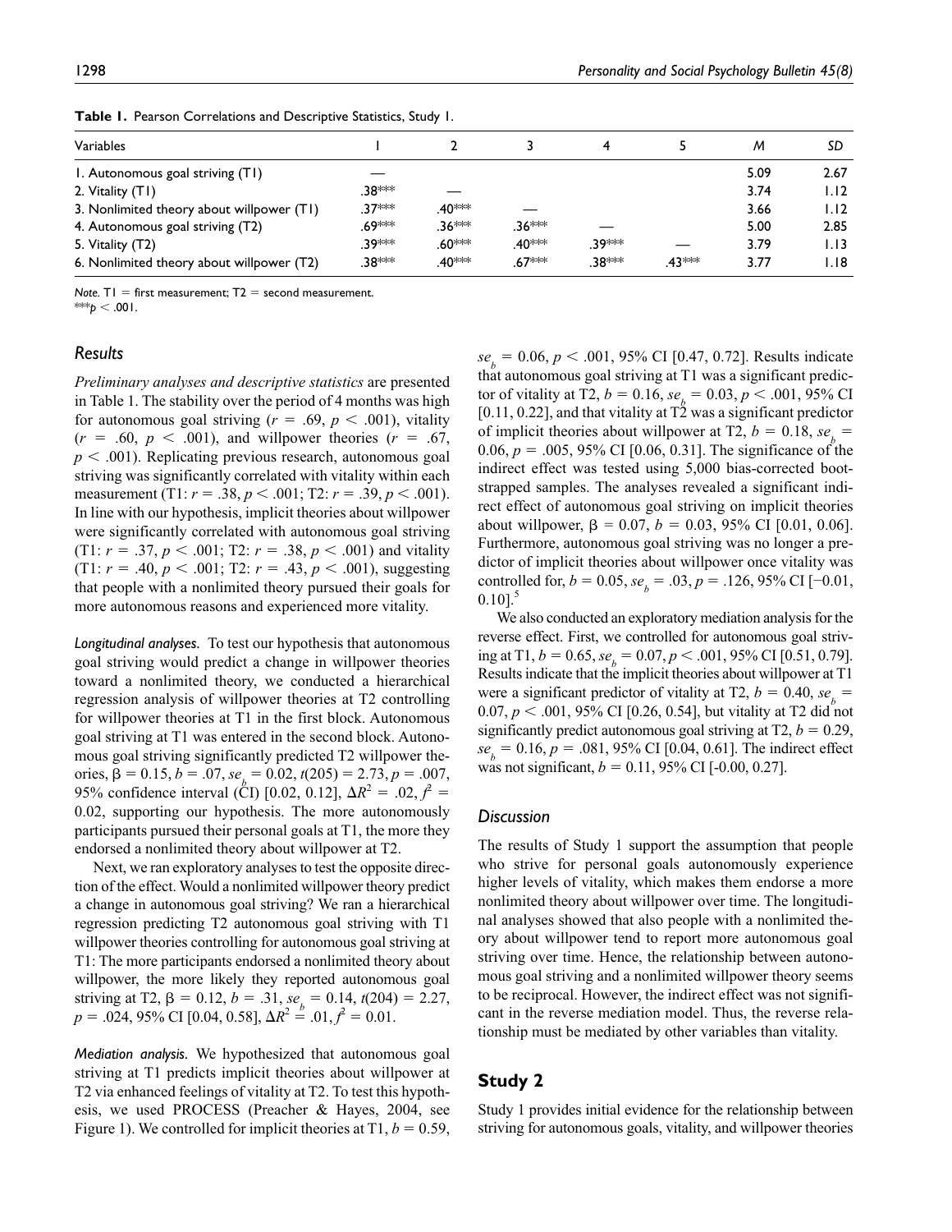**Table 1.** Pearson Correlations and Descriptive Statistics, Study 1.

| Variables | 1 | 2 | 3 | 4 | 5 | *M* | *SD* |
|---|---|---|---|---|---|---|---|
| 1. Autonomous goal striving (T1) | — | | | | | 5.09 | 2.67 |
| 2. Vitality (T1) | .38*** | — | | | | 3.74 | 1.12 |
| 3. Nonlimited theory about willpower (T1) | .37*** | .40*** | — | | | 3.66 | 1.12 |
| 4. Autonomous goal striving (T2) | .69*** | .36*** | .36*** | — | | 5.00 | 2.85 |
| 5. Vitality (T2) | .39*** | .60*** | .40*** | .39*** | — | 3.79 | 1.13 |
| 6. Nonlimited theory about willpower (T2) | .38*** | .40*** | .67*** | .38*** | .43*** | 3.77 | 1.18 |

*Note.* T1 = first measurement; T2 = second measurement.
***$p < .001$.

### Results

*Preliminary analyses and descriptive statistics* are presented in Table 1. The stability over the period of 4 months was high for autonomous goal striving ($r = .69$, $p < .001$), vitality ($r = .60$, $p < .001$), and willpower theories ($r = .67$, $p < .001$). Replicating previous research, autonomous goal striving was significantly correlated with vitality within each measurement (T1: $r = .38$, $p < .001$; T2: $r = .39$, $p < .001$). In line with our hypothesis, implicit theories about willpower were significantly correlated with autonomous goal striving (T1: $r = .37$, $p < .001$; T2: $r = .38$, $p < .001$) and vitality (T1: $r = .40$, $p < .001$; T2: $r = .43$, $p < .001$), suggesting that people with a nonlimited theory pursued their goals for more autonomous reasons and experienced more vitality.

*Longitudinal analyses.* To test our hypothesis that autonomous goal striving would predict a change in willpower theories toward a nonlimited theory, we conducted a hierarchical regression analysis of willpower theories at T2 controlling for willpower theories at T1 in the first block. Autonomous goal striving at T1 was entered in the second block. Autonomous goal striving significantly predicted T2 willpower theories, $\beta = 0.15$, $b = .07$, $se_b = 0.02$, $t(205) = 2.73$, $p = .007$, 95% confidence interval (CI) [0.02, 0.12], $\Delta R^2 = .02$, $f^2 = 0.02$, supporting our hypothesis. The more autonomously participants pursued their personal goals at T1, the more they endorsed a nonlimited theory about willpower at T2.

Next, we ran exploratory analyses to test the opposite direction of the effect. Would a nonlimited willpower theory predict a change in autonomous goal striving? We ran a hierarchical regression predicting T2 autonomous goal striving with T1 willpower theories controlling for autonomous goal striving at T1: The more participants endorsed a nonlimited theory about willpower, the more likely they reported autonomous goal striving at T2, $\beta = 0.12$, $b = .31$, $se_b = 0.14$, $t(204) = 2.27$, $p = .024$, 95% CI [0.04, 0.58], $\Delta R^2 = .01$, $f^2 = 0.01$.

*Mediation analysis.* We hypothesized that autonomous goal striving at T1 predicts implicit theories about willpower at T2 via enhanced feelings of vitality at T2. To test this hypothesis, we used PROCESS (Preacher & Hayes, 2004, see Figure 1). We controlled for implicit theories at T1, $b = 0.59$, $se_b = 0.06$, $p < .001$, 95% CI [0.47, 0.72]. Results indicate that autonomous goal striving at T1 was a significant predictor of vitality at T2, $b = 0.16$, $se_b = 0.03$, $p < .001$, 95% CI [0.11, 0.22], and that vitality at T2 was a significant predictor of implicit theories about willpower at T2, $b = 0.18$, $se_b = 0.06$, $p = .005$, 95% CI [0.06, 0.31]. The significance of the indirect effect was tested using 5,000 bias-corrected bootstrapped samples. The analyses revealed a significant indirect effect of autonomous goal striving on implicit theories about willpower, $\beta = 0.07$, $b = 0.03$, 95% CI [0.01, 0.06]. Furthermore, autonomous goal striving was no longer a predictor of implicit theories about willpower once vitality was controlled for, $b = 0.05$, $se_b = .03$, $p = .126$, 95% CI [−0.01, 0.10].[5]

We also conducted an exploratory mediation analysis for the reverse effect. First, we controlled for autonomous goal striving at T1, $b = 0.65$, $se_b = 0.07$, $p < .001$, 95% CI [0.51, 0.79]. Results indicate that the implicit theories about willpower at T1 were a significant predictor of vitality at T2, $b = 0.40$, $se_b = 0.07$, $p < .001$, 95% CI [0.26, 0.54], but vitality at T2 did not significantly predict autonomous goal striving at T2, $b = 0.29$, $se_b = 0.16$, $p = .081$, 95% CI [0.04, 0.61]. The indirect effect was not significant, $b = 0.11$, 95% CI [-0.00, 0.27].

### Discussion

The results of Study 1 support the assumption that people who strive for personal goals autonomously experience higher levels of vitality, which makes them endorse a more nonlimited theory about willpower over time. The longitudinal analyses showed that also people with a nonlimited theory about willpower tend to report more autonomous goal striving over time. Hence, the relationship between autonomous goal striving and a nonlimited willpower theory seems to be reciprocal. However, the indirect effect was not significant in the reverse mediation model. Thus, the reverse relationship must be mediated by other variables than vitality.

## Study 2

Study 1 provides initial evidence for the relationship between striving for autonomous goals, vitality, and willpower theories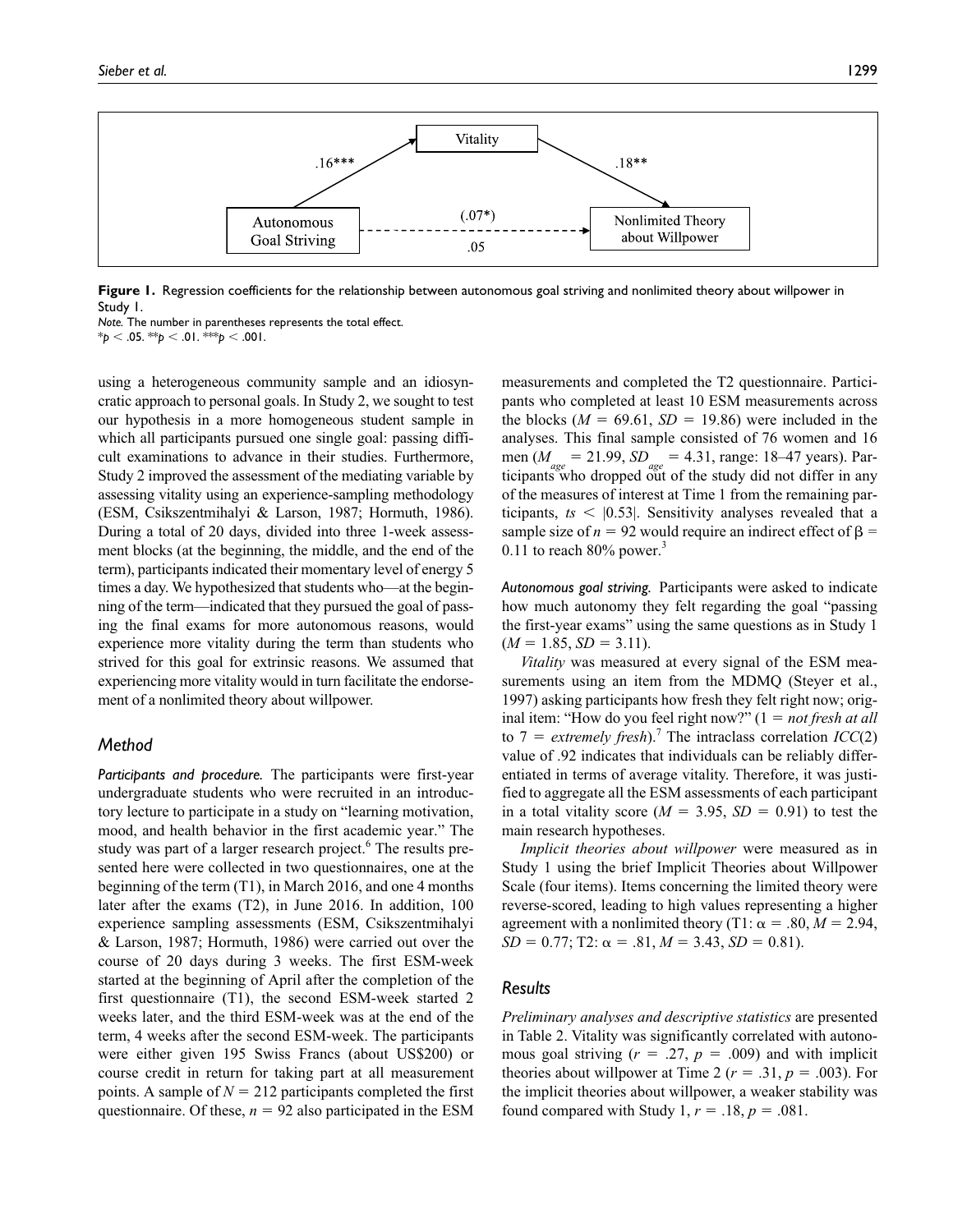**Figure 1.** Regression coefficients for the relationship between autonomous goal striving and nonlimited theory about willpower in Study 1.

*Note.* The number in parentheses represents the total effect.
\*$p < .05$. \*\*$p < .01$. \*\*\*$p < .001$.

using a heterogeneous community sample and an idiosyncratic approach to personal goals. In Study 2, we sought to test our hypothesis in a more homogeneous student sample in which all participants pursued one single goal: passing difficult examinations to advance in their studies. Furthermore, Study 2 improved the assessment of the mediating variable by assessing vitality using an experience-sampling methodology (ESM, Csikszentmihalyi & Larson, 1987; Hormuth, 1986). During a total of 20 days, divided into three 1-week assessment blocks (at the beginning, the middle, and the end of the term), participants indicated their momentary level of energy 5 times a day. We hypothesized that students who—at the beginning of the term—indicated that they pursued the goal of passing the final exams for more autonomous reasons, would experience more vitality during the term than students who strived for this goal for extrinsic reasons. We assumed that experiencing more vitality would in turn facilitate the endorsement of a nonlimited theory about willpower.

### Method

*Participants and procedure.* The participants were first-year undergraduate students who were recruited in an introductory lecture to participate in a study on "learning motivation, mood, and health behavior in the first academic year." The study was part of a larger research project.[6] The results presented here were collected in two questionnaires, one at the beginning of the term (T1), in March 2016, and one 4 months later after the exams (T2), in June 2016. In addition, 100 experience sampling assessments (ESM, Csikszentmihalyi & Larson, 1987; Hormuth, 1986) were carried out over the course of 20 days during 3 weeks. The first ESM-week started at the beginning of April after the completion of the first questionnaire (T1), the second ESM-week started 2 weeks later, and the third ESM-week was at the end of the term, 4 weeks after the second ESM-week. The participants were either given 195 Swiss Francs (about US$200) or course credit in return for taking part at all measurement points. A sample of $N = 212$ participants completed the first questionnaire. Of these, $n = 92$ also participated in the ESM measurements and completed the T2 questionnaire. Participants who completed at least 10 ESM measurements across the blocks ($M = 69.61$, $SD = 19.86$) were included in the analyses. This final sample consisted of 76 women and 16 men ($M_{age} = 21.99$, $SD_{age} = 4.31$, range: 18–47 years). Participants who dropped out of the study did not differ in any of the measures of interest at Time 1 from the remaining participants, $ts < |0.53|$. Sensitivity analyses revealed that a sample size of $n = 92$ would require an indirect effect of $\beta = 0.11$ to reach 80% power.[3]

*Autonomous goal striving.* Participants were asked to indicate how much autonomy they felt regarding the goal "passing the first-year exams" using the same questions as in Study 1 ($M = 1.85$, $SD = 3.11$).

*Vitality* was measured at every signal of the ESM measurements using an item from the MDMQ (Steyer et al., 1997) asking participants how fresh they felt right now; original item: "How do you feel right now?" (1 = *not fresh at all* to 7 = *extremely fresh*).[7] The intraclass correlation *ICC*(2) value of .92 indicates that individuals can be reliably differentiated in terms of average vitality. Therefore, it was justified to aggregate all the ESM assessments of each participant in a total vitality score ($M = 3.95$, $SD = 0.91$) to test the main research hypotheses.

*Implicit theories about willpower* were measured as in Study 1 using the brief Implicit Theories about Willpower Scale (four items). Items concerning the limited theory were reverse-scored, leading to high values representing a higher agreement with a nonlimited theory (T1: $\alpha = .80$, $M = 2.94$, $SD = 0.77$; T2: $\alpha = .81$, $M = 3.43$, $SD = 0.81$).

### Results

*Preliminary analyses and descriptive statistics* are presented in Table 2. Vitality was significantly correlated with autonomous goal striving ($r = .27$, $p = .009$) and with implicit theories about willpower at Time 2 ($r = .31$, $p = .003$). For the implicit theories about willpower, a weaker stability was found compared with Study 1, $r = .18$, $p = .081$.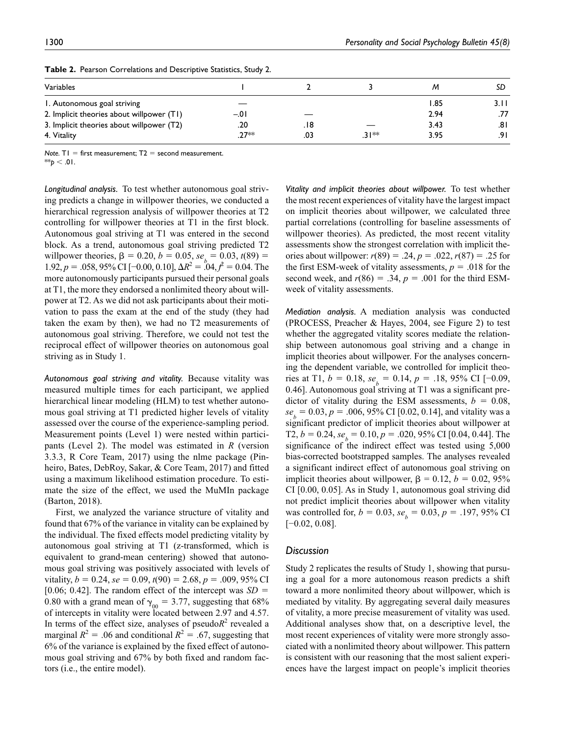**Table 2.** Pearson Correlations and Descriptive Statistics, Study 2.

| Variables | 1 | 2 | 3 | *M* | *SD* |
|---|---|---|---|---|---|
| 1. Autonomous goal striving | — | | | 1.85 | 3.11 |
| 2. Implicit theories about willpower (T1) | −.01 | — | | 2.94 | .77 |
| 3. Implicit theories about willpower (T2) | .20 | .18 | — | 3.43 | .81 |
| 4. Vitality | .27** | .03 | .31** | 3.95 | .91 |

*Note.* T1 = first measurement; T2 = second measurement.
**$p < .01$.

*Longitudinal analysis.* To test whether autonomous goal striving predicts a change in willpower theories, we conducted a hierarchical regression analysis of willpower theories at T2 controlling for willpower theories at T1 in the first block. Autonomous goal striving at T1 was entered in the second block. As a trend, autonomous goal striving predicted T2 willpower theories, $\beta = 0.20$, $b = 0.05$, $se_b = 0.03$, $t(89) = 1.92$, $p = .058$, 95% CI [−0.00, 0.10], $\Delta R^2 = .04$, $f^2 = 0.04$. The more autonomously participants pursued their personal goals at T1, the more they endorsed a nonlimited theory about willpower at T2. As we did not ask participants about their motivation to pass the exam at the end of the study (they had taken the exam by then), we had no T2 measurements of autonomous goal striving. Therefore, we could not test the reciprocal effect of willpower theories on autonomous goal striving as in Study 1.

*Autonomous goal striving and vitality.* Because vitality was measured multiple times for each participant, we applied hierarchical linear modeling (HLM) to test whether autonomous goal striving at T1 predicted higher levels of vitality assessed over the course of the experience-sampling period. Measurement points (Level 1) were nested within participants (Level 2). The model was estimated in *R* (version 3.3.3, R Core Team, 2017) using the nlme package (Pinheiro, Bates, DebRoy, Sakar, & Core Team, 2017) and fitted using a maximum likelihood estimation procedure. To estimate the size of the effect, we used the MuMIn package (Barton, 2018).

First, we analyzed the variance structure of vitality and found that 67% of the variance in vitality can be explained by the individual. The fixed effects model predicting vitality by autonomous goal striving at T1 (z-transformed, which is equivalent to grand-mean centering) showed that autonomous goal striving was positively associated with levels of vitality, $b = 0.24$, $se = 0.09$, $t(90) = 2.68$, $p = .009$, 95% CI [0.06; 0.42]. The random effect of the intercept was $SD = 0.80$ with a grand mean of $\gamma_{00} = 3.77$, suggesting that 68% of intercepts in vitality were located between 2.97 and 4.57. In terms of the effect size, analyses of pseudo$R^2$ revealed a marginal $R^2 = .06$ and conditional $R^2 = .67$, suggesting that 6% of the variance is explained by the fixed effect of autonomous goal striving and 67% by both fixed and random factors (i.e., the entire model).

*Vitality and implicit theories about willpower.* To test whether the most recent experiences of vitality have the largest impact on implicit theories about willpower, we calculated three partial correlations (controlling for baseline assessments of willpower theories). As predicted, the most recent vitality assessments show the strongest correlation with implicit theories about willpower: $r(89) = .24$, $p = .022$, $r(87) = .25$ for the first ESM-week of vitality assessments, $p = .018$ for the second week, and $r(86) = .34$, $p = .001$ for the third ESM-week of vitality assessments.

*Mediation analysis.* A mediation analysis was conducted (PROCESS, Preacher & Hayes, 2004, see Figure 2) to test whether the aggregated vitality scores mediate the relationship between autonomous goal striving and a change in implicit theories about willpower. For the analyses concerning the dependent variable, we controlled for implicit theories at T1, $b = 0.18$, $se_b = 0.14$, $p = .18$, 95% CI [−0.09, 0.46]. Autonomous goal striving at T1 was a significant predictor of vitality during the ESM assessments, $b = 0.08$, $se_b = 0.03$, $p = .006$, 95% CI [0.02, 0.14], and vitality was a significant predictor of implicit theories about willpower at T2, $b = 0.24$, $se_b = 0.10$, $p = .020$, 95% CI [0.04, 0.44]. The significance of the indirect effect was tested using 5,000 bias-corrected bootstrapped samples. The analyses revealed a significant indirect effect of autonomous goal striving on implicit theories about willpower, $\beta = 0.12$, $b = 0.02$, 95% CI [0.00, 0.05]. As in Study 1, autonomous goal striving did not predict implicit theories about willpower when vitality was controlled for, $b = 0.03$, $se_b = 0.03$, $p = .197$, 95% CI [−0.02, 0.08].

## Discussion

Study 2 replicates the results of Study 1, showing that pursuing a goal for a more autonomous reason predicts a shift toward a more nonlimited theory about willpower, which is mediated by vitality. By aggregating several daily measures of vitality, a more precise measurement of vitality was used. Additional analyses show that, on a descriptive level, the most recent experiences of vitality were more strongly associated with a nonlimited theory about willpower. This pattern is consistent with our reasoning that the most salient experiences have the largest impact on people's implicit theories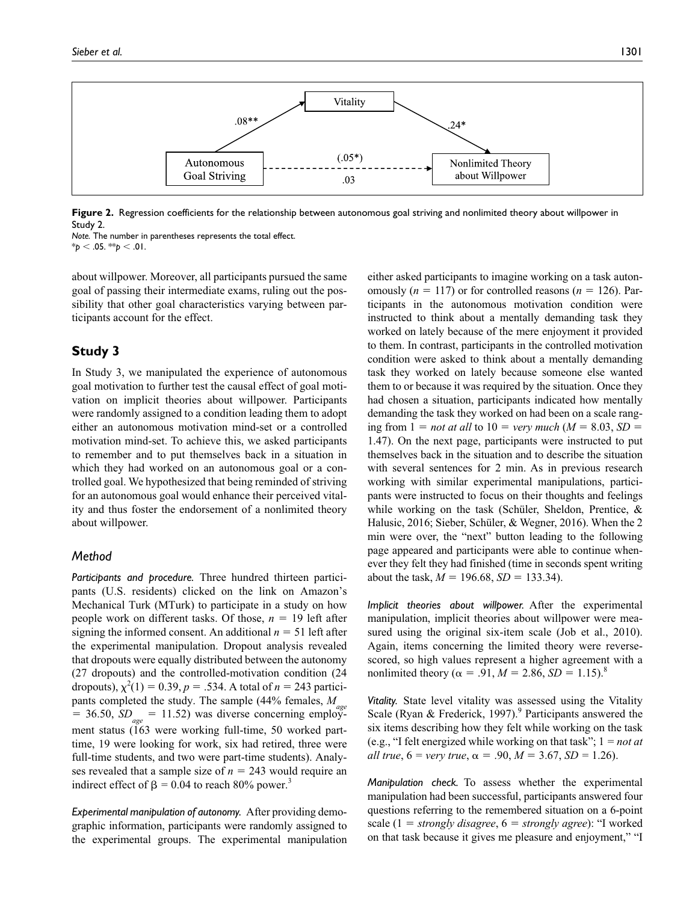**Figure 2.** Regression coefficients for the relationship between autonomous goal striving and nonlimited theory about willpower in Study 2.

*Note.* The number in parentheses represents the total effect.

\*$p < .05$. \*\*$p < .01$.

about willpower. Moreover, all participants pursued the same goal of passing their intermediate exams, ruling out the possibility that other goal characteristics varying between participants account for the effect.

## Study 3

In Study 3, we manipulated the experience of autonomous goal motivation to further test the causal effect of goal motivation on implicit theories about willpower. Participants were randomly assigned to a condition leading them to adopt either an autonomous motivation mind-set or a controlled motivation mind-set. To achieve this, we asked participants to remember and to put themselves back in a situation in which they had worked on an autonomous goal or a controlled goal. We hypothesized that being reminded of striving for an autonomous goal would enhance their perceived vitality and thus foster the endorsement of a nonlimited theory about willpower.

### Method

*Participants and procedure.* Three hundred thirteen participants (U.S. residents) clicked on the link on Amazon's Mechanical Turk (MTurk) to participate in a study on how people work on different tasks. Of those, $n = 19$ left after signing the informed consent. An additional $n = 51$ left after the experimental manipulation. Dropout analysis revealed that dropouts were equally distributed between the autonomy (27 dropouts) and the controlled-motivation condition (24 dropouts), $\chi^2(1) = 0.39$, $p = .534$. A total of $n = 243$ participants completed the study. The sample (44% females, $M_{age} = 36.50$, $SD_{age} = 11.52$) was diverse concerning employment status (163 were working full-time, 50 worked part-time, 19 were looking for work, six had retired, three were full-time students, and two were part-time students). Analyses revealed that a sample size of $n = 243$ would require an indirect effect of $\beta = 0.04$ to reach 80% power.[3]

*Experimental manipulation of autonomy.* After providing demographic information, participants were randomly assigned to the experimental groups. The experimental manipulation either asked participants to imagine working on a task autonomously ($n = 117$) or for controlled reasons ($n = 126$). Participants in the autonomous motivation condition were instructed to think about a mentally demanding task they worked on lately because of the mere enjoyment it provided to them. In contrast, participants in the controlled motivation condition were asked to think about a mentally demanding task they worked on lately because someone else wanted them to or because it was required by the situation. Once they had chosen a situation, participants indicated how mentally demanding the task they worked on had been on a scale ranging from 1 = *not at all* to 10 = *very much* ($M = 8.03$, $SD = 1.47$). On the next page, participants were instructed to put themselves back in the situation and to describe the situation with several sentences for 2 min. As in previous research working with similar experimental manipulations, participants were instructed to focus on their thoughts and feelings while working on the task (Schüler, Sheldon, Prentice, & Halusic, 2016; Sieber, Schüler, & Wegner, 2016). When the 2 min were over, the "next" button leading to the following page appeared and participants were able to continue whenever they felt they had finished (time in seconds spent writing about the task, $M = 196.68$, $SD = 133.34$).

*Implicit theories about willpower.* After the experimental manipulation, implicit theories about willpower were measured using the original six-item scale (Job et al., 2010). Again, items concerning the limited theory were reverse-scored, so high values represent a higher agreement with a nonlimited theory ($\alpha = .91$, $M = 2.86$, $SD = 1.15$).[8]

*Vitality.* State level vitality was assessed using the Vitality Scale (Ryan & Frederick, 1997).[9] Participants answered the six items describing how they felt while working on the task (e.g., "I felt energized while working on that task"; 1 = *not at all true*, 6 = *very true*, $\alpha = .90$, $M = 3.67$, $SD = 1.26$).

*Manipulation check.* To assess whether the experimental manipulation had been successful, participants answered four questions referring to the remembered situation on a 6-point scale (1 = *strongly disagree*, 6 = *strongly agree*): "I worked on that task because it gives me pleasure and enjoyment," "I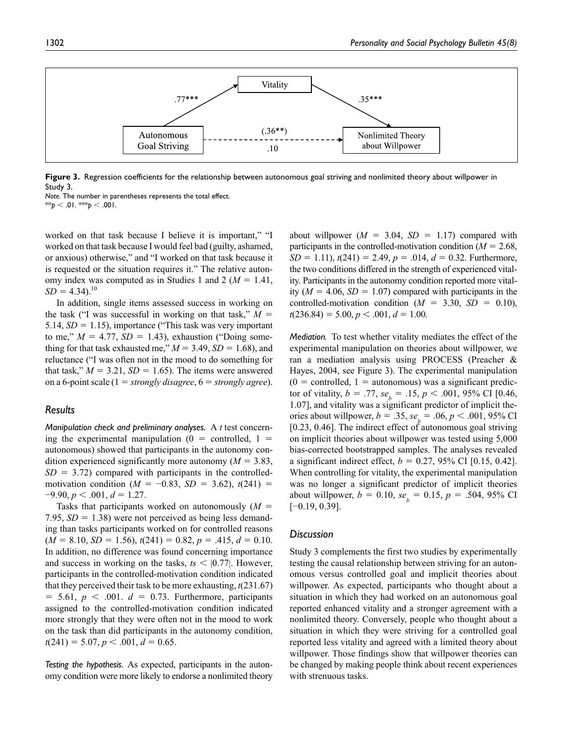Figure 3. Regression coefficients for the relationship between autonomous goal striving and nonlimited theory about willpower in Study 3.

*Note.* The number in parentheses represents the total effect.

** $p < .01$. *** $p < .001$.

worked on that task because I believe it is important," "I worked on that task because I would feel bad (guilty, ashamed, or anxious) otherwise," and "I worked on that task because it is requested or the situation requires it." The relative autonomy index was computed as in Studies 1 and 2 ($M = 1.41$, $SD = 4.34$).[10]

In addition, single items assessed success in working on the task ("I was successful in working on that task," $M = 5.14$, $SD = 1.15$), importance ("This task was very important to me," $M = 4.77$, $SD = 1.43$), exhaustion ("Doing something for that task exhausted me," $M = 3.49$, $SD = 1.68$), and reluctance ("I was often not in the mood to do something for that task," $M = 3.21$, $SD = 1.65$). The items were answered on a 6-point scale (1 = *strongly disagree*, 6 = *strongly agree*).

## Results

*Manipulation check and preliminary analyses.* A *t* test concerning the experimental manipulation (0 = controlled, 1 = autonomous) showed that participants in the autonomy condition experienced significantly more autonomy ($M = 3.83$, $SD = 3.72$) compared with participants in the controlled-motivation condition ($M = -0.83$, $SD = 3.62$), $t(241) = -9.90$, $p < .001$, $d = 1.27$.

Tasks that participants worked on autonomously ($M = 7.95$, $SD = 1.38$) were not perceived as being less demanding than tasks participants worked on for controlled reasons ($M = 8.10$, $SD = 1.56$), $t(241) = 0.82$, $p = .415$, $d = 0.10$. In addition, no difference was found concerning importance and success in working on the tasks, $ts < |0.77|$. However, participants in the controlled-motivation condition indicated that they perceived their task to be more exhausting, $t(231.67) = 5.61$, $p < .001$. $d = 0.73$. Furthermore, participants assigned to the controlled-motivation condition indicated more strongly that they were often not in the mood to work on the task than did participants in the autonomy condition, $t(241) = 5.07$, $p < .001$, $d = 0.65$.

*Testing the hypothesis.* As expected, participants in the autonomy condition were more likely to endorse a nonlimited theory about willpower ($M = 3.04$, $SD = 1.17$) compared with participants in the controlled-motivation condition ($M = 2.68$, $SD = 1.11$), $t(241) = 2.49$, $p = .014$, $d = 0.32$. Furthermore, the two conditions differed in the strength of experienced vitality. Participants in the autonomy condition reported more vitality ($M = 4.06$, $SD = 1.07$) compared with participants in the controlled-motivation condition ($M = 3.30$, $SD = 0.10$), $t(236.84) = 5.00$, $p < .001$, $d = 1.00$.

*Mediation.* To test whether vitality mediates the effect of the experimental manipulation on theories about willpower, we ran a mediation analysis using PROCESS (Preacher & Hayes, 2004, see Figure 3). The experimental manipulation (0 = controlled, 1 = autonomous) was a significant predictor of vitality, $b = .77$, $se_b = .15$, $p < .001$, 95% CI [0.46, 1.07], and vitality was a significant predictor of implicit theories about willpower, $b = .35$, $se_b = .06$, $p < .001$, 95% CI [0.23, 0.46]. The indirect effect of autonomous goal striving on implicit theories about willpower was tested using 5,000 bias-corrected bootstrapped samples. The analyses revealed a significant indirect effect, $b = 0.27$, 95% CI [0.15, 0.42]. When controlling for vitality, the experimental manipulation was no longer a significant predictor of implicit theories about willpower, $b = 0.10$, $se_b = 0.15$, $p = .504$, 95% CI [−0.19, 0.39].

## Discussion

Study 3 complements the first two studies by experimentally testing the causal relationship between striving for an autonomous versus controlled goal and implicit theories about willpower. As expected, participants who thought about a situation in which they had worked on an autonomous goal reported enhanced vitality and a stronger agreement with a nonlimited theory. Conversely, people who thought about a situation in which they were striving for a controlled goal reported less vitality and agreed with a limited theory about willpower. Those findings show that willpower theories can be changed by making people think about recent experiences with strenuous tasks.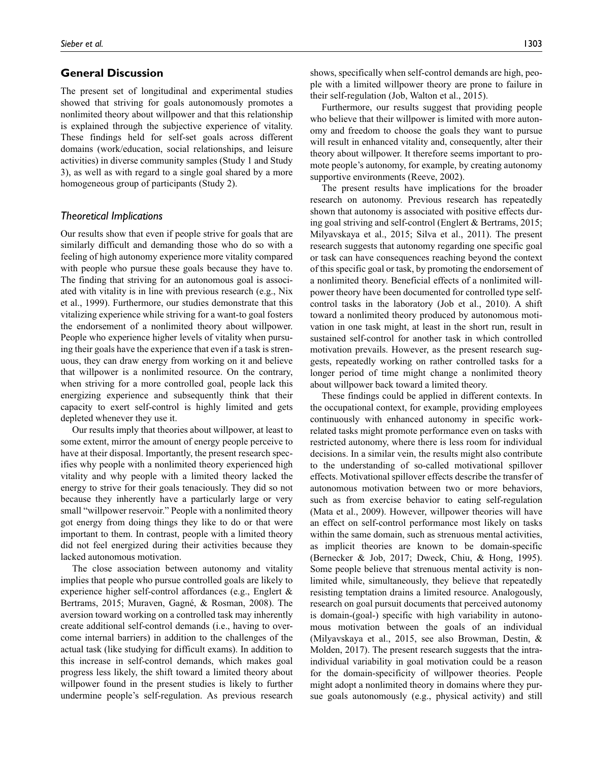## General Discussion

The present set of longitudinal and experimental studies showed that striving for goals autonomously promotes a nonlimited theory about willpower and that this relationship is explained through the subjective experience of vitality. These findings held for self-set goals across different domains (work/education, social relationships, and leisure activities) in diverse community samples (Study 1 and Study 3), as well as with regard to a single goal shared by a more homogeneous group of participants (Study 2).

### *Theoretical Implications*

Our results show that even if people strive for goals that are similarly difficult and demanding those who do so with a feeling of high autonomy experience more vitality compared with people who pursue these goals because they have to. The finding that striving for an autonomous goal is associated with vitality is in line with previous research (e.g., Nix et al., 1999). Furthermore, our studies demonstrate that this vitalizing experience while striving for a want-to goal fosters the endorsement of a nonlimited theory about willpower. People who experience higher levels of vitality when pursuing their goals have the experience that even if a task is strenuous, they can draw energy from working on it and believe that willpower is a nonlimited resource. On the contrary, when striving for a more controlled goal, people lack this energizing experience and subsequently think that their capacity to exert self-control is highly limited and gets depleted whenever they use it.

Our results imply that theories about willpower, at least to some extent, mirror the amount of energy people perceive to have at their disposal. Importantly, the present research specifies why people with a nonlimited theory experienced high vitality and why people with a limited theory lacked the energy to strive for their goals tenaciously. They did so not because they inherently have a particularly large or very small "willpower reservoir." People with a nonlimited theory got energy from doing things they like to do or that were important to them. In contrast, people with a limited theory did not feel energized during their activities because they lacked autonomous motivation.

The close association between autonomy and vitality implies that people who pursue controlled goals are likely to experience higher self-control affordances (e.g., Englert & Bertrams, 2015; Muraven, Gagné, & Rosman, 2008). The aversion toward working on a controlled task may inherently create additional self-control demands (i.e., having to overcome internal barriers) in addition to the challenges of the actual task (like studying for difficult exams). In addition to this increase in self-control demands, which makes goal progress less likely, the shift toward a limited theory about willpower found in the present studies is likely to further undermine people's self-regulation. As previous research shows, specifically when self-control demands are high, people with a limited willpower theory are prone to failure in their self-regulation (Job, Walton et al., 2015).

Furthermore, our results suggest that providing people who believe that their willpower is limited with more autonomy and freedom to choose the goals they want to pursue will result in enhanced vitality and, consequently, alter their theory about willpower. It therefore seems important to promote people's autonomy, for example, by creating autonomy supportive environments (Reeve, 2002).

The present results have implications for the broader research on autonomy. Previous research has repeatedly shown that autonomy is associated with positive effects during goal striving and self-control (Englert & Bertrams, 2015; Milyavskaya et al., 2015; Silva et al., 2011). The present research suggests that autonomy regarding one specific goal or task can have consequences reaching beyond the context of this specific goal or task, by promoting the endorsement of a nonlimited theory. Beneficial effects of a nonlimited willpower theory have been documented for controlled type self-control tasks in the laboratory (Job et al., 2010). A shift toward a nonlimited theory produced by autonomous motivation in one task might, at least in the short run, result in sustained self-control for another task in which controlled motivation prevails. However, as the present research suggests, repeatedly working on rather controlled tasks for a longer period of time might change a nonlimited theory about willpower back toward a limited theory.

These findings could be applied in different contexts. In the occupational context, for example, providing employees continuously with enhanced autonomy in specific work-related tasks might promote performance even on tasks with restricted autonomy, where there is less room for individual decisions. In a similar vein, the results might also contribute to the understanding of so-called motivational spillover effects. Motivational spillover effects describe the transfer of autonomous motivation between two or more behaviors, such as from exercise behavior to eating self-regulation (Mata et al., 2009). However, willpower theories will have an effect on self-control performance most likely on tasks within the same domain, such as strenuous mental activities, as implicit theories are known to be domain-specific (Bernecker & Job, 2017; Dweck, Chiu, & Hong, 1995). Some people believe that strenuous mental activity is nonlimited while, simultaneously, they believe that repeatedly resisting temptation drains a limited resource. Analogously, research on goal pursuit documents that perceived autonomy is domain-(goal-) specific with high variability in autonomous motivation between the goals of an individual (Milyavskaya et al., 2015, see also Browman, Destin, & Molden, 2017). The present research suggests that the intra-individual variability in goal motivation could be a reason for the domain-specificity of willpower theories. People might adopt a nonlimited theory in domains where they pursue goals autonomously (e.g., physical activity) and still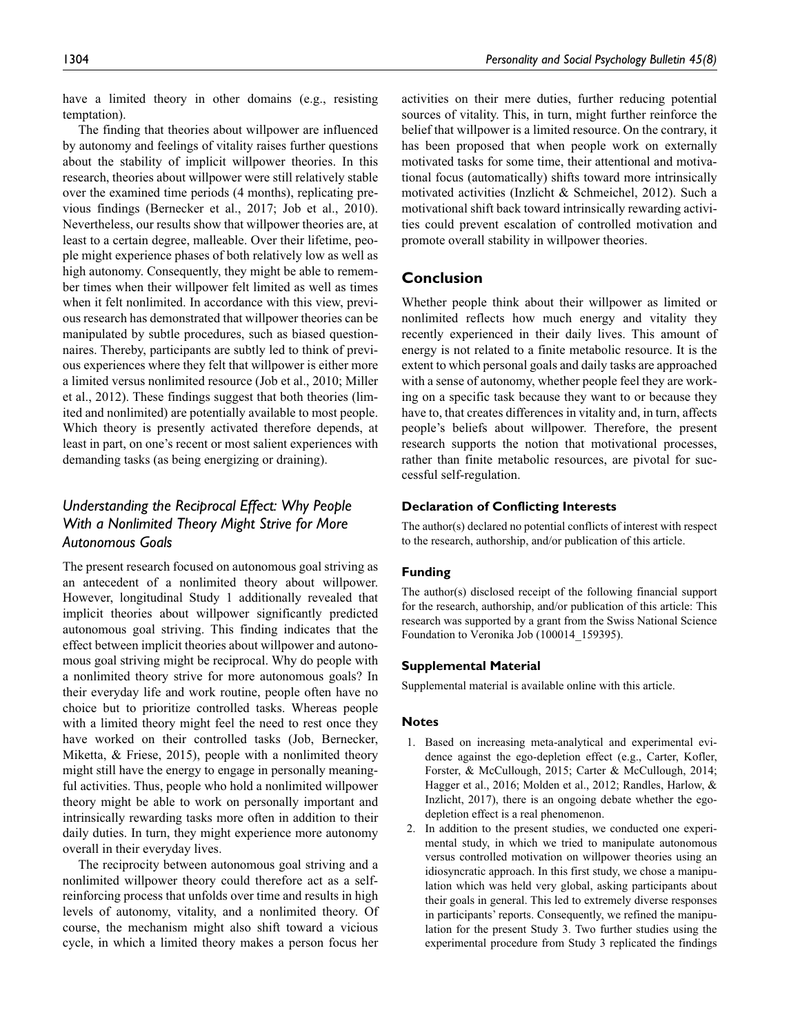have a limited theory in other domains (e.g., resisting temptation).

The finding that theories about willpower are influenced by autonomy and feelings of vitality raises further questions about the stability of implicit willpower theories. In this research, theories about willpower were still relatively stable over the examined time periods (4 months), replicating previous findings (Bernecker et al., 2017; Job et al., 2010). Nevertheless, our results show that willpower theories are, at least to a certain degree, malleable. Over their lifetime, people might experience phases of both relatively low as well as high autonomy. Consequently, they might be able to remember times when their willpower felt limited as well as times when it felt nonlimited. In accordance with this view, previous research has demonstrated that willpower theories can be manipulated by subtle procedures, such as biased questionnaires. Thereby, participants are subtly led to think of previous experiences where they felt that willpower is either more a limited versus nonlimited resource (Job et al., 2010; Miller et al., 2012). These findings suggest that both theories (limited and nonlimited) are potentially available to most people. Which theory is presently activated therefore depends, at least in part, on one's recent or most salient experiences with demanding tasks (as being energizing or draining).

### *Understanding the Reciprocal Effect: Why People With a Nonlimited Theory Might Strive for More Autonomous Goals*

The present research focused on autonomous goal striving as an antecedent of a nonlimited theory about willpower. However, longitudinal Study 1 additionally revealed that implicit theories about willpower significantly predicted autonomous goal striving. This finding indicates that the effect between implicit theories about willpower and autonomous goal striving might be reciprocal. Why do people with a nonlimited theory strive for more autonomous goals? In their everyday life and work routine, people often have no choice but to prioritize controlled tasks. Whereas people with a limited theory might feel the need to rest once they have worked on their controlled tasks (Job, Bernecker, Miketta, & Friese, 2015), people with a nonlimited theory might still have the energy to engage in personally meaningful activities. Thus, people who hold a nonlimited willpower theory might be able to work on personally important and intrinsically rewarding tasks more often in addition to their daily duties. In turn, they might experience more autonomy overall in their everyday lives.

The reciprocity between autonomous goal striving and a nonlimited willpower theory could therefore act as a self-reinforcing process that unfolds over time and results in high levels of autonomy, vitality, and a nonlimited theory. Of course, the mechanism might also shift toward a vicious cycle, in which a limited theory makes a person focus her activities on their mere duties, further reducing potential sources of vitality. This, in turn, might further reinforce the belief that willpower is a limited resource. On the contrary, it has been proposed that when people work on externally motivated tasks for some time, their attentional and motivational focus (automatically) shifts toward more intrinsically motivated activities (Inzlicht & Schmeichel, 2012). Such a motivational shift back toward intrinsically rewarding activities could prevent escalation of controlled motivation and promote overall stability in willpower theories.

## Conclusion

Whether people think about their willpower as limited or nonlimited reflects how much energy and vitality they recently experienced in their daily lives. This amount of energy is not related to a finite metabolic resource. It is the extent to which personal goals and daily tasks are approached with a sense of autonomy, whether people feel they are working on a specific task because they want to or because they have to, that creates differences in vitality and, in turn, affects people's beliefs about willpower. Therefore, the present research supports the notion that motivational processes, rather than finite metabolic resources, are pivotal for successful self-regulation.

#### Declaration of Conflicting Interests

The author(s) declared no potential conflicts of interest with respect to the research, authorship, and/or publication of this article.

#### Funding

The author(s) disclosed receipt of the following financial support for the research, authorship, and/or publication of this article: This research was supported by a grant from the Swiss National Science Foundation to Veronika Job (100014_159395).

#### Supplemental Material

Supplemental material is available online with this article.

#### Notes

1. Based on increasing meta-analytical and experimental evidence against the ego-depletion effect (e.g., Carter, Kofler, Forster, & McCullough, 2015; Carter & McCullough, 2014; Hagger et al., 2016; Molden et al., 2012; Randles, Harlow, & Inzlicht, 2017), there is an ongoing debate whether the ego-depletion effect is a real phenomenon.
2. In addition to the present studies, we conducted one experimental study, in which we tried to manipulate autonomous versus controlled motivation on willpower theories using an idiosyncratic approach. In this first study, we chose a manipulation which was held very global, asking participants about their goals in general. This led to extremely diverse responses in participants' reports. Consequently, we refined the manipulation for the present Study 3. Two further studies using the experimental procedure from Study 3 replicated the findings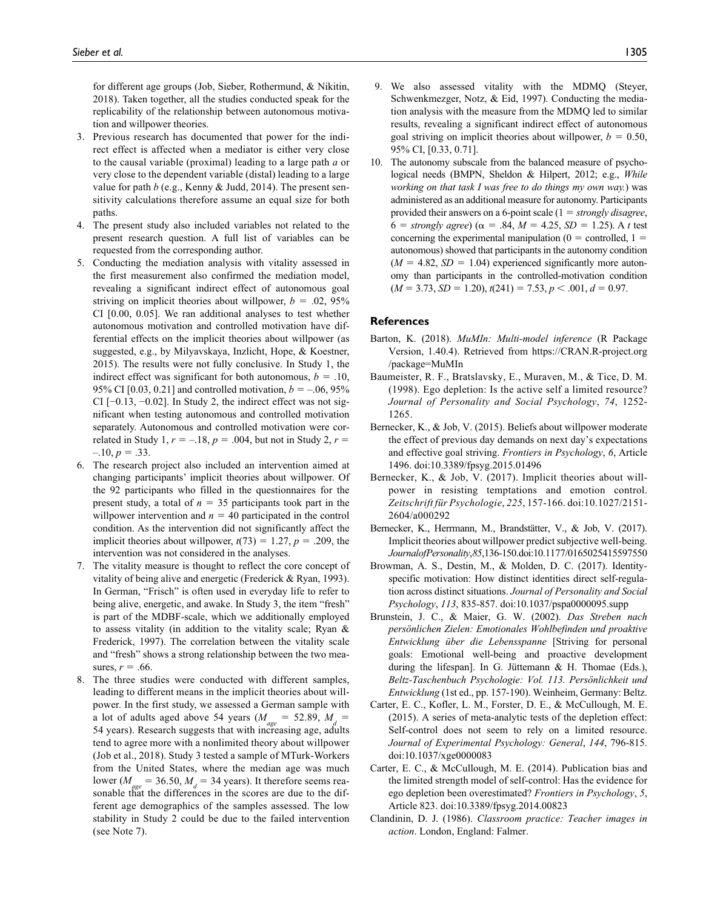for different age groups (Job, Sieber, Rothermund, & Nikitin, 2018). Taken together, all the studies conducted speak for the replicability of the relationship between autonomous motivation and willpower theories.

3. Previous research has documented that power for the indirect effect is affected when a mediator is either very close to the causal variable (proximal) leading to a large path *a* or very close to the dependent variable (distal) leading to a large value for path *b* (e.g., Kenny & Judd, 2014). The present sensitivity calculations therefore assume an equal size for both paths.
4. The present study also included variables not related to the present research question. A full list of variables can be requested from the corresponding author.
5. Conducting the mediation analysis with vitality assessed in the first measurement also confirmed the mediation model, revealing a significant indirect effect of autonomous goal striving on implicit theories about willpower, $b = .02$, 95% CI [0.00, 0.05]. We ran additional analyses to test whether autonomous motivation and controlled motivation have differential effects on the implicit theories about willpower (as suggested, e.g., by Milyavskaya, Inzlicht, Hope, & Koestner, 2015). The results were not fully conclusive. In Study 1, the indirect effect was significant for both autonomous, $b = .10$, 95% CI [0.03, 0.21] and controlled motivation, $b = -.06$, 95% CI [−0.13, −0.02]. In Study 2, the indirect effect was not significant when testing autonomous and controlled motivation separately. Autonomous and controlled motivation were correlated in Study 1, $r = -.18$, $p = .004$, but not in Study 2, $r = -.10$, $p = .33$.
6. The research project also included an intervention aimed at changing participants' implicit theories about willpower. Of the 92 participants who filled in the questionnaires for the present study, a total of $n = 35$ participants took part in the willpower intervention and $n = 40$ participated in the control condition. As the intervention did not significantly affect the implicit theories about willpower, $t(73) = 1.27$, $p = .209$, the intervention was not considered in the analyses.
7. The vitality measure is thought to reflect the core concept of vitality of being alive and energetic (Frederick & Ryan, 1993). In German, "Frisch" is often used in everyday life to refer to being alive, energetic, and awake. In Study 3, the item "fresh" is part of the MDBF-scale, which we additionally employed to assess vitality (in addition to the vitality scale; Ryan & Frederick, 1997). The correlation between the vitality scale and "fresh" shows a strong relationship between the two measures, $r = .66$.
8. The three studies were conducted with different samples, leading to different means in the implicit theories about willpower. In the first study, we assessed a German sample with a lot of adults aged above 54 years ($M_{age} = 52.89$, $M_d = 54$ years). Research suggests that with increasing age, adults tend to agree more with a nonlimited theory about willpower (Job et al., 2018). Study 3 tested a sample of MTurk-Workers from the United States, where the median age was much lower ($M_{age} = 36.50$, $M_d = 34$ years). It therefore seems reasonable that the differences in the scores are due to the different age demographics of the samples assessed. The low stability in Study 2 could be due to the failed intervention (see Note 7).
9. We also assessed vitality with the MDMQ (Steyer, Schwenkmezger, Notz, & Eid, 1997). Conducting the mediation analysis with the measure from the MDMQ led to similar results, revealing a significant indirect effect of autonomous goal striving on implicit theories about willpower, $b = 0.50$, 95% CI, [0.33, 0.71].
10. The autonomy subscale from the balanced measure of psychological needs (BMPN, Sheldon & Hilpert, 2012; e.g., *While working on that task I was free to do things my own way.*) was administered as an additional measure for autonomy. Participants provided their answers on a 6-point scale (1 = *strongly disagree*, 6 = *strongly agree*) ($\alpha = .84$, $M = 4.25$, $SD = 1.25$). A *t* test concerning the experimental manipulation (0 = controlled, 1 = autonomous) showed that participants in the autonomy condition ($M = 4.82$, $SD = 1.04$) experienced significantly more autonomy than participants in the controlled-motivation condition ($M = 3.73$, $SD = 1.20$), $t(241) = 7.53$, $p < .001$, $d = 0.97$.

## References

Barton, K. (2018). *MuMIn: Multi-model inference* (R Package Version, 1.40.4). Retrieved from https://CRAN.R-project.org/package=MuMIn

Baumeister, R. F., Bratslavsky, E., Muraven, M., & Tice, D. M. (1998). Ego depletion: Is the active self a limited resource? *Journal of Personality and Social Psychology*, *74*, 1252-1265.

Bernecker, K., & Job, V. (2015). Beliefs about willpower moderate the effect of previous day demands on next day's expectations and effective goal striving. *Frontiers in Psychology*, *6*, Article 1496. doi:10.3389/fpsyg.2015.01496

Bernecker, K., & Job, V. (2017). Implicit theories about willpower in resisting temptations and emotion control. *Zeitschrift für Psychologie*, *225*, 157-166. doi:10.1027/2151-2604/a000292

Bernecker, K., Herrmann, M., Brandstätter, V., & Job, V. (2017). Implicit theories about willpower predict subjective well-being. *Journal of Personality*, *85*, 136-150. doi:10.1177/0165025415597550

Browman, A. S., Destin, M., & Molden, D. C. (2017). Identity-specific motivation: How distinct identities direct self-regulation across distinct situations. *Journal of Personality and Social Psychology*, *113*, 835-857. doi:10.1037/pspa0000095.supp

Brunstein, J. C., & Maier, G. W. (2002). *Das Streben nach persönlichen Zielen: Emotionales Wohlbefinden und proaktive Entwicklung über die Lebensspanne* [Striving for personal goals: Emotional well-being and proactive development during the lifespan]. In G. Jüttemann & H. Thomae (Eds.), *Beltz-Taschenbuch Psychologie: Vol. 113. Persönlichkeit und Entwicklung* (1st ed., pp. 157-190). Weinheim, Germany: Beltz.

Carter, E. C., Kofler, L. M., Forster, D. E., & McCullough, M. E. (2015). A series of meta-analytic tests of the depletion effect: Self-control does not seem to rely on a limited resource. *Journal of Experimental Psychology: General*, *144*, 796-815. doi:10.1037/xge0000083

Carter, E. C., & McCullough, M. E. (2014). Publication bias and the limited strength model of self-control: Has the evidence for ego depletion been overestimated? *Frontiers in Psychology*, *5*, Article 823. doi:10.3389/fpsyg.2014.00823

Clandinin, D. J. (1986). *Classroom practice: Teacher images in action*. London, England: Falmer.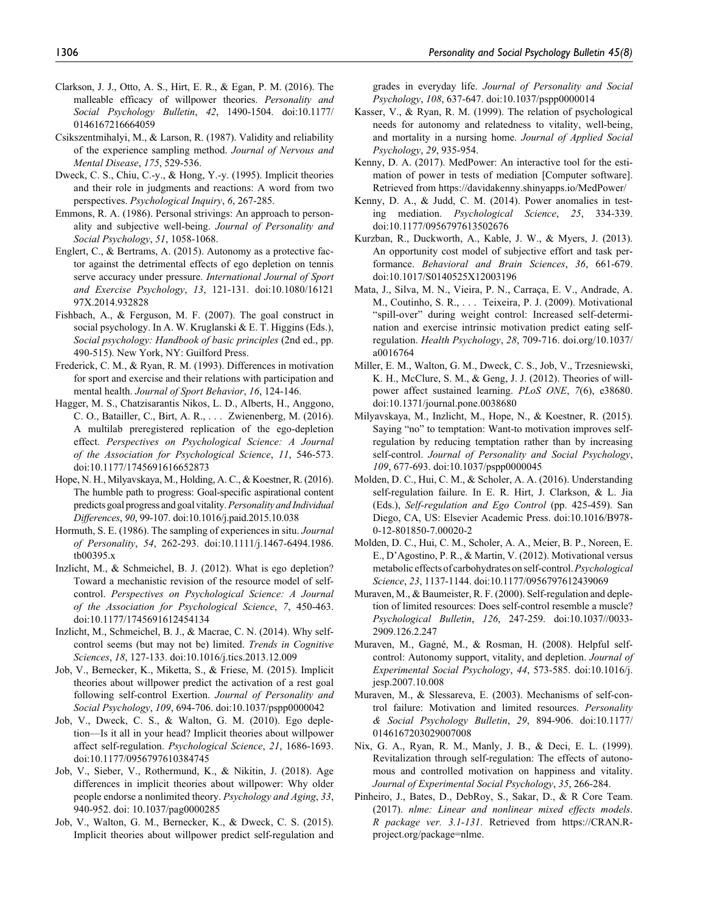Clarkson, J. J., Otto, A. S., Hirt, E. R., & Egan, P. M. (2016). The malleable efficacy of willpower theories. *Personality and Social Psychology Bulletin*, *42*, 1490-1504. doi:10.1177/0146167216664059

Csikszentmihalyi, M., & Larson, R. (1987). Validity and reliability of the experience sampling method. *Journal of Nervous and Mental Disease*, *175*, 529-536.

Dweck, C. S., Chiu, C.-y., & Hong, Y.-y. (1995). Implicit theories and their role in judgments and reactions: A word from two perspectives. *Psychological Inquiry*, *6*, 267-285.

Emmons, R. A. (1986). Personal strivings: An approach to personality and subjective well-being. *Journal of Personality and Social Psychology*, *51*, 1058-1068.

Englert, C., & Bertrams, A. (2015). Autonomy as a protective factor against the detrimental effects of ego depletion on tennis serve accuracy under pressure. *International Journal of Sport and Exercise Psychology*, *13*, 121-131. doi:10.1080/1612197X.2014.932828

Fishbach, A., & Ferguson, M. F. (2007). The goal construct in social psychology. In A. W. Kruglanski & E. T. Higgins (Eds.), *Social psychology: Handbook of basic principles* (2nd ed., pp. 490-515). New York, NY: Guilford Press.

Frederick, C. M., & Ryan, R. M. (1993). Differences in motivation for sport and exercise and their relations with participation and mental health. *Journal of Sport Behavior*, *16*, 124-146.

Hagger, M. S., Chatzisarantis Nikos, L. D., Alberts, H., Anggono, C. O., Batailler, C., Birt, A. R., . . . Zwienenberg, M. (2016). A multilab preregistered replication of the ego-depletion effect. *Perspectives on Psychological Science: A Journal of the Association for Psychological Science*, *11*, 546-573. doi:10.1177/1745691616652873

Hope, N. H., Milyavskaya, M., Holding, A. C., & Koestner, R. (2016). The humble path to progress: Goal-specific aspirational content predicts goal progress and goal vitality. *Personality and Individual Differences*, *90*, 99-107. doi:10.1016/j.paid.2015.10.038

Hormuth, S. E. (1986). The sampling of experiences in situ. *Journal of Personality*, *54*, 262-293. doi:10.1111/j.1467-6494.1986.tb00395.x

Inzlicht, M., & Schmeichel, B. J. (2012). What is ego depletion? Toward a mechanistic revision of the resource model of self-control. *Perspectives on Psychological Science: A Journal of the Association for Psychological Science*, *7*, 450-463. doi:10.1177/1745691612454134

Inzlicht, M., Schmeichel, B. J., & Macrae, C. N. (2014). Why self-control seems (but may not be) limited. *Trends in Cognitive Sciences*, *18*, 127-133. doi:10.1016/j.tics.2013.12.009

Job, V., Bernecker, K., Miketta, S., & Friese, M. (2015). Implicit theories about willpower predict the activation of a rest goal following self-control Exertion. *Journal of Personality and Social Psychology*, *109*, 694-706. doi:10.1037/pspp0000042

Job, V., Dweck, C. S., & Walton, G. M. (2010). Ego depletion—Is it all in your head? Implicit theories about willpower affect self-regulation. *Psychological Science*, *21*, 1686-1693. doi:10.1177/0956797610384745

Job, V., Sieber, V., Rothermund, K., & Nikitin, J. (2018). Age differences in implicit theories about willpower: Why older people endorse a nonlimited theory. *Psychology and Aging*, *33*, 940-952. doi: 10.1037/pag0000285

Job, V., Walton, G. M., Bernecker, K., & Dweck, C. S. (2015). Implicit theories about willpower predict self-regulation and grades in everyday life. *Journal of Personality and Social Psychology*, *108*, 637-647. doi:10.1037/pspp0000014

Kasser, V., & Ryan, R. M. (1999). The relation of psychological needs for autonomy and relatedness to vitality, well-being, and mortality in a nursing home. *Journal of Applied Social Psychology*, *29*, 935-954.

Kenny, D. A. (2017). MedPower: An interactive tool for the estimation of power in tests of mediation [Computer software]. Retrieved from https://davidakenny.shinyapps.io/MedPower/

Kenny, D. A., & Judd, C. M. (2014). Power anomalies in testing mediation. *Psychological Science*, *25*, 334-339. doi:10.1177/0956797613502676

Kurzban, R., Duckworth, A., Kable, J. W., & Myers, J. (2013). An opportunity cost model of subjective effort and task performance. *Behavioral and Brain Sciences*, *36*, 661-679. doi:10.1017/S0140525X12003196

Mata, J., Silva, M. N., Vieira, P. N., Carraça, E. V., Andrade, A. M., Coutinho, S. R., . . . Teixeira, P. J. (2009). Motivational "spill-over" during weight control: Increased self-determination and exercise intrinsic motivation predict eating self-regulation. *Health Psychology*, *28*, 709-716. doi.org/10.1037/a0016764

Miller, E. M., Walton, G. M., Dweck, C. S., Job, V., Trzesniewski, K. H., McClure, S. M., & Geng, J. J. (2012). Theories of willpower affect sustained learning. *PLoS ONE*, *7*(6), e38680. doi:10.1371/journal.pone.0038680

Milyavskaya, M., Inzlicht, M., Hope, N., & Koestner, R. (2015). Saying "no" to temptation: Want-to motivation improves self-regulation by reducing temptation rather than by increasing self-control. *Journal of Personality and Social Psychology*, *109*, 677-693. doi:10.1037/pspp0000045

Molden, D. C., Hui, C. M., & Scholer, A. A. (2016). Understanding self-regulation failure. In E. R. Hirt, J. Clarkson, & L. Jia (Eds.), *Self-regulation and Ego Control* (pp. 425-459). San Diego, CA, US: Elsevier Academic Press. doi:10.1016/B978-0-12-801850-7.00020-2

Molden, D. C., Hui, C. M., Scholer, A. A., Meier, B. P., Noreen, E. E., D'Agostino, P. R., & Martin, V. (2012). Motivational versus metabolic effects of carbohydrates on self-control. *Psychological Science*, *23*, 1137-1144. doi:10.1177/0956797612439069

Muraven, M., & Baumeister, R. F. (2000). Self-regulation and depletion of limited resources: Does self-control resemble a muscle? *Psychological Bulletin*, *126*, 247-259. doi:10.1037//0033-2909.126.2.247

Muraven, M., Gagné, M., & Rosman, H. (2008). Helpful self-control: Autonomy support, vitality, and depletion. *Journal of Experimental Social Psychology*, *44*, 573-585. doi:10.1016/j.jesp.2007.10.008

Muraven, M., & Slessareva, E. (2003). Mechanisms of self-control failure: Motivation and limited resources. *Personality & Social Psychology Bulletin*, *29*, 894-906. doi:10.1177/0146167203029007008

Nix, G. A., Ryan, R. M., Manly, J. B., & Deci, E. L. (1999). Revitalization through self-regulation: The effects of autonomous and controlled motivation on happiness and vitality. *Journal of Experimental Social Psychology*, *35*, 266-284.

Pinheiro, J., Bates, D., DebRoy, S., Sakar, D., & R Core Team. (2017). *nlme: Linear and nonlinear mixed effects models. R package ver. 3.1-131*. Retrieved from https://CRAN.R-project.org/package=nlme.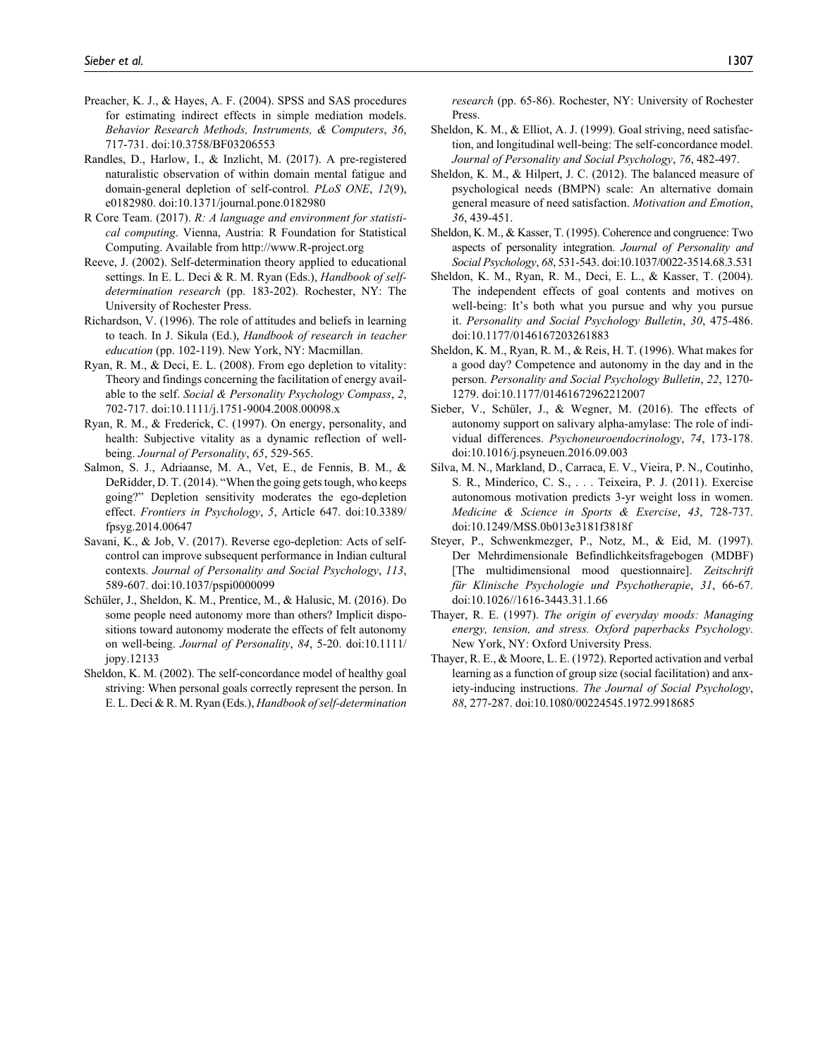Preacher, K. J., & Hayes, A. F. (2004). SPSS and SAS procedures for estimating indirect effects in simple mediation models. *Behavior Research Methods, Instruments, & Computers*, *36*, 717-731. doi:10.3758/BF03206553

Randles, D., Harlow, I., & Inzlicht, M. (2017). A pre-registered naturalistic observation of within domain mental fatigue and domain-general depletion of self-control. *PLoS ONE*, *12*(9), e0182980. doi:10.1371/journal.pone.0182980

R Core Team. (2017). *R: A language and environment for statistical computing*. Vienna, Austria: R Foundation for Statistical Computing. Available from http://www.R-project.org

Reeve, J. (2002). Self-determination theory applied to educational settings. In E. L. Deci & R. M. Ryan (Eds.), *Handbook of self-determination research* (pp. 183-202). Rochester, NY: The University of Rochester Press.

Richardson, V. (1996). The role of attitudes and beliefs in learning to teach. In J. Sikula (Ed.), *Handbook of research in teacher education* (pp. 102-119). New York, NY: Macmillan.

Ryan, R. M., & Deci, E. L. (2008). From ego depletion to vitality: Theory and findings concerning the facilitation of energy available to the self. *Social & Personality Psychology Compass*, *2*, 702-717. doi:10.1111/j.1751-9004.2008.00098.x

Ryan, R. M., & Frederick, C. (1997). On energy, personality, and health: Subjective vitality as a dynamic reflection of well-being. *Journal of Personality*, *65*, 529-565.

Salmon, S. J., Adriaanse, M. A., Vet, E., de Fennis, B. M., & DeRidder, D. T. (2014). "When the going gets tough, who keeps going?" Depletion sensitivity moderates the ego-depletion effect. *Frontiers in Psychology*, *5*, Article 647. doi:10.3389/fpsyg.2014.00647

Savani, K., & Job, V. (2017). Reverse ego-depletion: Acts of self-control can improve subsequent performance in Indian cultural contexts. *Journal of Personality and Social Psychology*, *113*, 589-607. doi:10.1037/pspi0000099

Schüler, J., Sheldon, K. M., Prentice, M., & Halusic, M. (2016). Do some people need autonomy more than others? Implicit dispositions toward autonomy moderate the effects of felt autonomy on well-being. *Journal of Personality*, *84*, 5-20. doi:10.1111/jopy.12133

Sheldon, K. M. (2002). The self-concordance model of healthy goal striving: When personal goals correctly represent the person. In E. L. Deci & R. M. Ryan (Eds.), *Handbook of self-determination research* (pp. 65-86). Rochester, NY: University of Rochester Press.

Sheldon, K. M., & Elliot, A. J. (1999). Goal striving, need satisfaction, and longitudinal well-being: The self-concordance model. *Journal of Personality and Social Psychology*, *76*, 482-497.

Sheldon, K. M., & Hilpert, J. C. (2012). The balanced measure of psychological needs (BMPN) scale: An alternative domain general measure of need satisfaction. *Motivation and Emotion*, *36*, 439-451.

Sheldon, K. M., & Kasser, T. (1995). Coherence and congruence: Two aspects of personality integration. *Journal of Personality and Social Psychology*, *68*, 531-543. doi:10.1037/0022-3514.68.3.531

Sheldon, K. M., Ryan, R. M., Deci, E. L., & Kasser, T. (2004). The independent effects of goal contents and motives on well-being: It's both what you pursue and why you pursue it. *Personality and Social Psychology Bulletin*, *30*, 475-486. doi:10.1177/0146167203261883

Sheldon, K. M., Ryan, R. M., & Reis, H. T. (1996). What makes for a good day? Competence and autonomy in the day and in the person. *Personality and Social Psychology Bulletin*, *22*, 1270-1279. doi:10.1177/01461672962212007

Sieber, V., Schüler, J., & Wegner, M. (2016). The effects of autonomy support on salivary alpha-amylase: The role of individual differences. *Psychoneuroendocrinology*, *74*, 173-178. doi:10.1016/j.psyneuen.2016.09.003

Silva, M. N., Markland, D., Carraca, E. V., Vieira, P. N., Coutinho, S. R., Minderico, C. S., . . . Teixeira, P. J. (2011). Exercise autonomous motivation predicts 3-yr weight loss in women. *Medicine & Science in Sports & Exercise*, *43*, 728-737. doi:10.1249/MSS.0b013e3181f3818f

Steyer, P., Schwenkmezger, P., Notz, M., & Eid, M. (1997). Der Mehrdimensionale Befindlichkeitsfragebogen (MDBF) [The multidimensional mood questionnaire]. *Zeitschrift für Klinische Psychologie und Psychotherapie*, *31*, 66-67. doi:10.1026//1616-3443.31.1.66

Thayer, R. E. (1997). *The origin of everyday moods: Managing energy, tension, and stress. Oxford paperbacks Psychology*. New York, NY: Oxford University Press.

Thayer, R. E., & Moore, L. E. (1972). Reported activation and verbal learning as a function of group size (social facilitation) and anxiety-inducing instructions. *The Journal of Social Psychology*, *88*, 277-287. doi:10.1080/00224545.1972.9918685